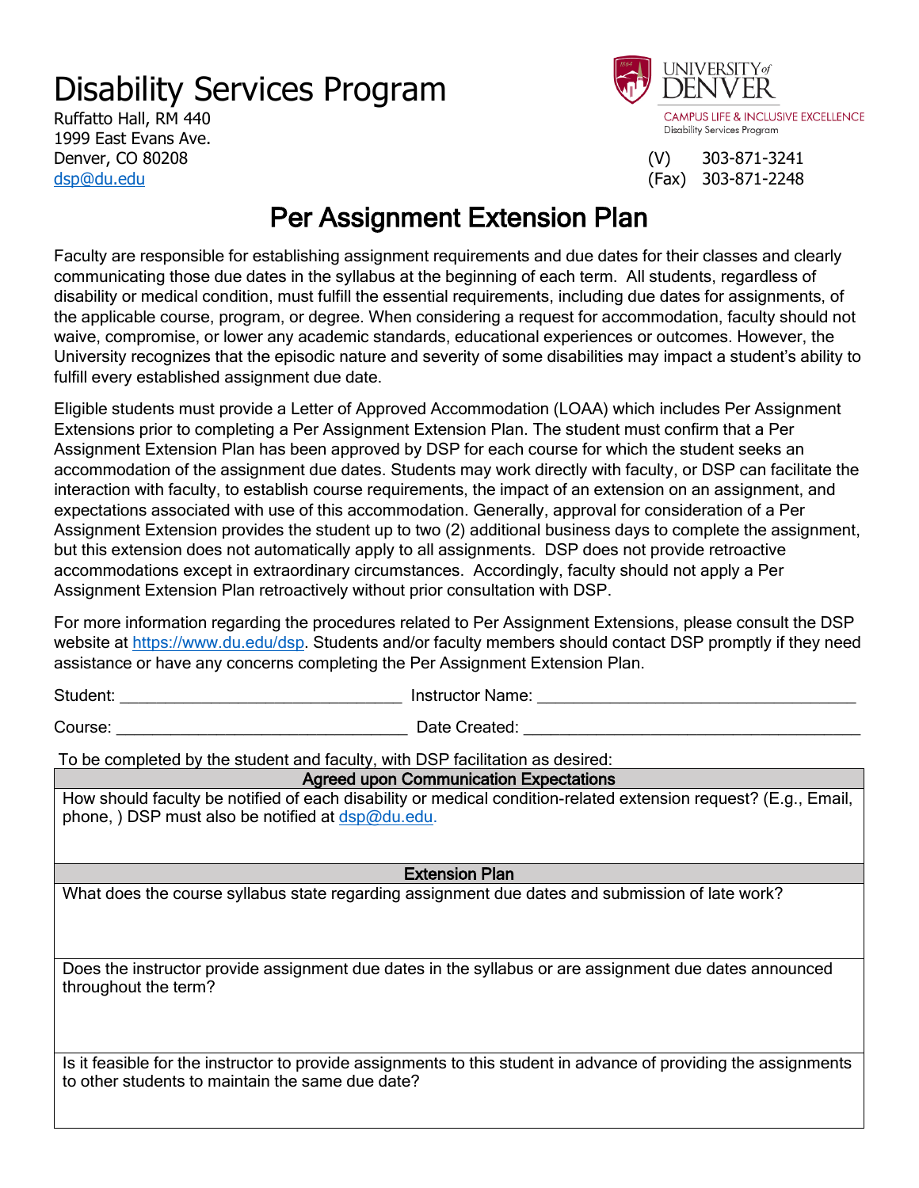# Disability Services Program

Ruffatto Hall, RM 440
1999 East Evans Ave.
Denver, CO 80208
dsp@du.edu

UNIVERSITY of DENVER
CAMPUS LIFE & INCLUSIVE EXCELLENCE
Disability Services Program

(V) 303-871-3241
(Fax) 303-871-2248

## Per Assignment Extension Plan

Faculty are responsible for establishing assignment requirements and due dates for their classes and clearly communicating those due dates in the syllabus at the beginning of each term. All students, regardless of disability or medical condition, must fulfill the essential requirements, including due dates for assignments, of the applicable course, program, or degree. When considering a request for accommodation, faculty should not waive, compromise, or lower any academic standards, educational experiences or outcomes. However, the University recognizes that the episodic nature and severity of some disabilities may impact a student's ability to fulfill every established assignment due date.

Eligible students must provide a Letter of Approved Accommodation (LOAA) which includes Per Assignment Extensions prior to completing a Per Assignment Extension Plan. The student must confirm that a Per Assignment Extension Plan has been approved by DSP for each course for which the student seeks an accommodation of the assignment due dates. Students may work directly with faculty, or DSP can facilitate the interaction with faculty, to establish course requirements, the impact of an extension on an assignment, and expectations associated with use of this accommodation. Generally, approval for consideration of a Per Assignment Extension provides the student up to two (2) additional business days to complete the assignment, but this extension does not automatically apply to all assignments. DSP does not provide retroactive accommodations except in extraordinary circumstances. Accordingly, faculty should not apply a Per Assignment Extension Plan retroactively without prior consultation with DSP.

For more information regarding the procedures related to Per Assignment Extensions, please consult the DSP website at https://www.du.edu/dsp. Students and/or faculty members should contact DSP promptly if they need assistance or have any concerns completing the Per Assignment Extension Plan.

Student: ______________________________ Instructor Name: ______________________________

Course: ______________________________ Date Created: ______________________________

To be completed by the student and faculty, with DSP facilitation as desired:

| Agreed upon Communication Expectations |
| --- |
| How should faculty be notified of each disability or medical condition-related extension request? (E.g., Email, phone, ) DSP must also be notified at dsp@du.edu. |
| **Extension Plan** |
| What does the course syllabus state regarding assignment due dates and submission of late work? |
| Does the instructor provide assignment due dates in the syllabus or are assignment due dates announced throughout the term? |
| Is it feasible for the instructor to provide assignments to this student in advance of providing the assignments to other students to maintain the same due date? |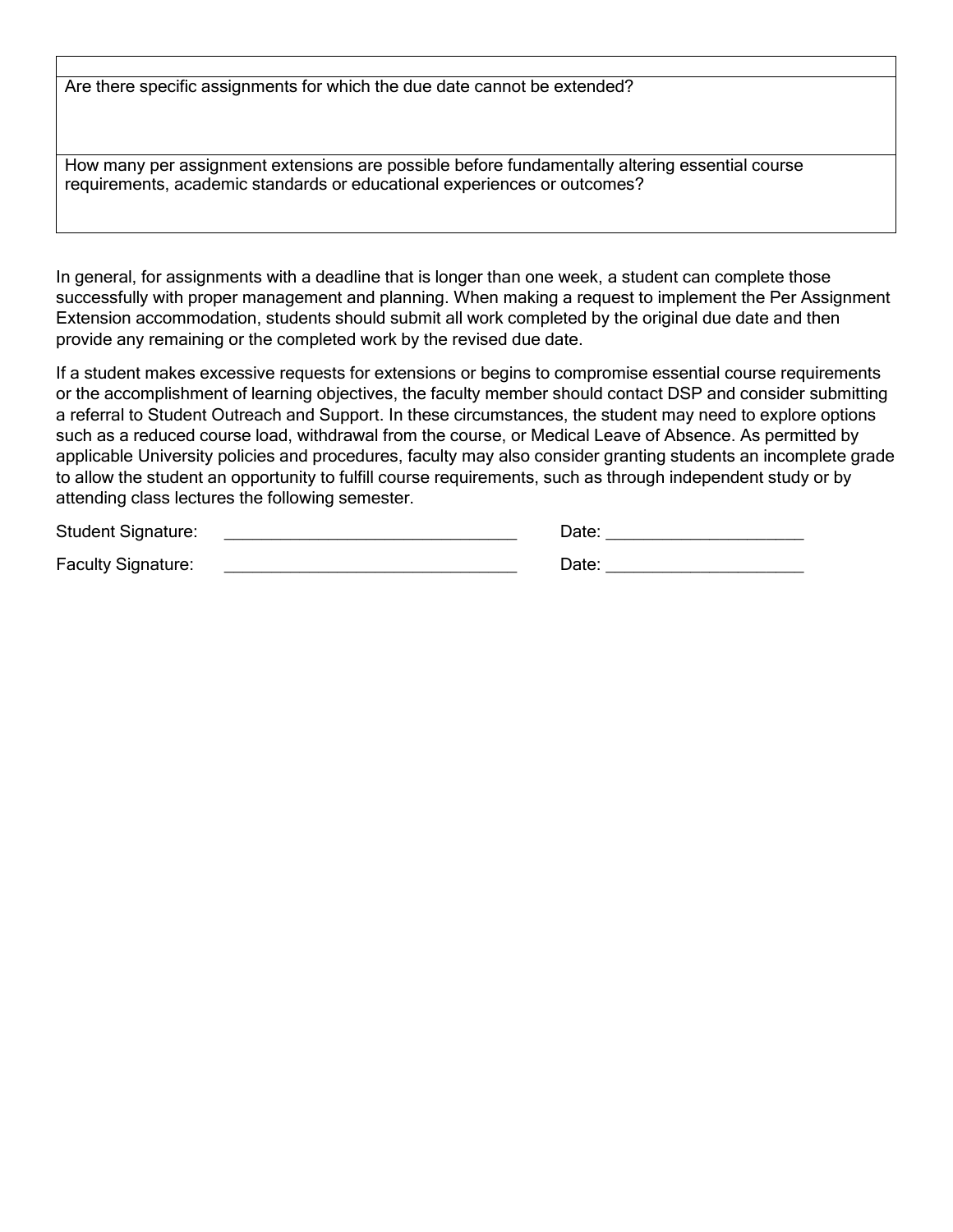| |
|---|
| Are there specific assignments for which the due date cannot be extended? |
| How many per assignment extensions are possible before fundamentally altering essential course requirements, academic standards or educational experiences or outcomes? |

In general, for assignments with a deadline that is longer than one week, a student can complete those successfully with proper management and planning. When making a request to implement the Per Assignment Extension accommodation, students should submit all work completed by the original due date and then provide any remaining or the completed work by the revised due date.

If a student makes excessive requests for extensions or begins to compromise essential course requirements or the accomplishment of learning objectives, the faculty member should contact DSP and consider submitting a referral to Student Outreach and Support. In these circumstances, the student may need to explore options such as a reduced course load, withdrawal from the course, or Medical Leave of Absence. As permitted by applicable University policies and procedures, faculty may also consider granting students an incomplete grade to allow the student an opportunity to fulfill course requirements, such as through independent study or by attending class lectures the following semester.

Student Signature: ________________________________ Date: ____________________

Faculty Signature: ________________________________ Date: ____________________